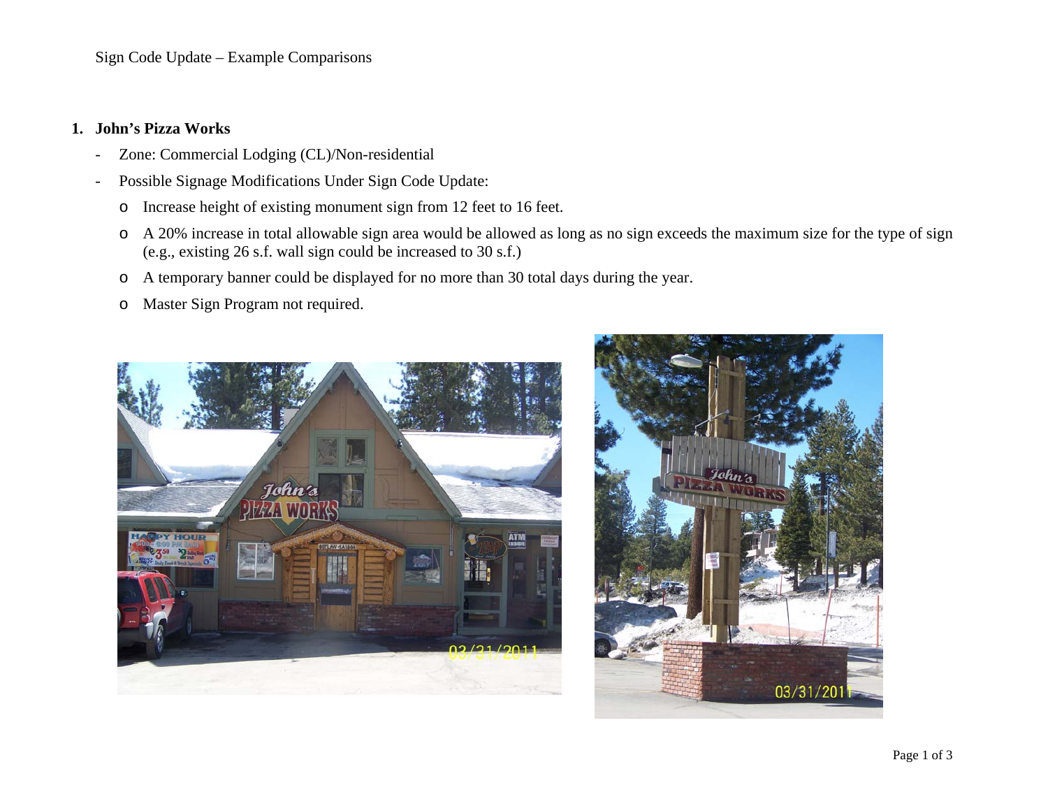Sign Code Update – Example Comparisons

1. **John's Pizza Works**

- Zone: Commercial Lodging (CL)/Non-residential
- Possible Signage Modifications Under Sign Code Update:
  - Increase height of existing monument sign from 12 feet to 16 feet.
  - A 20% increase in total allowable sign area would be allowed as long as no sign exceeds the maximum size for the type of sign (e.g., existing 26 s.f. wall sign could be increased to 30 s.f.)
  - A temporary banner could be displayed for no more than 30 total days during the year.
  - Master Sign Program not required.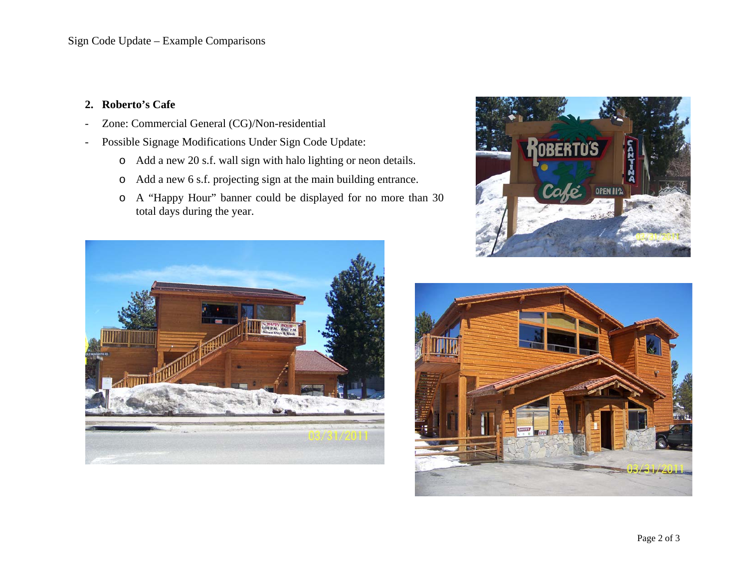## 2. Roberto's Cafe

- Zone: Commercial General (CG)/Non-residential
- Possible Signage Modifications Under Sign Code Update:
  - Add a new 20 s.f. wall sign with halo lighting or neon details.
  - Add a new 6 s.f. projecting sign at the main building entrance.
  - A "Happy Hour" banner could be displayed for no more than 30 total days during the year.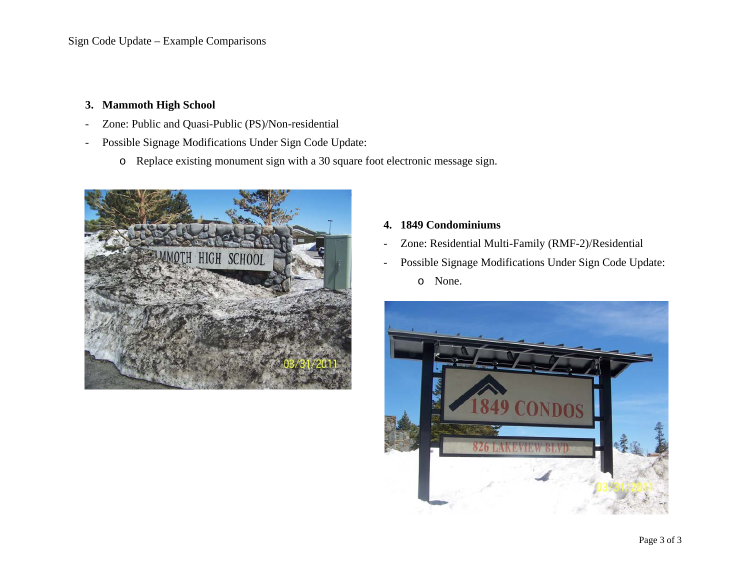3. **Mammoth High School**

- Zone: Public and Quasi-Public (PS)/Non-residential
- Possible Signage Modifications Under Sign Code Update:
  - Replace existing monument sign with a 30 square foot electronic message sign.

4. **1849 Condominiums**

- Zone: Residential Multi-Family (RMF-2)/Residential
- Possible Signage Modifications Under Sign Code Update:
  - None.